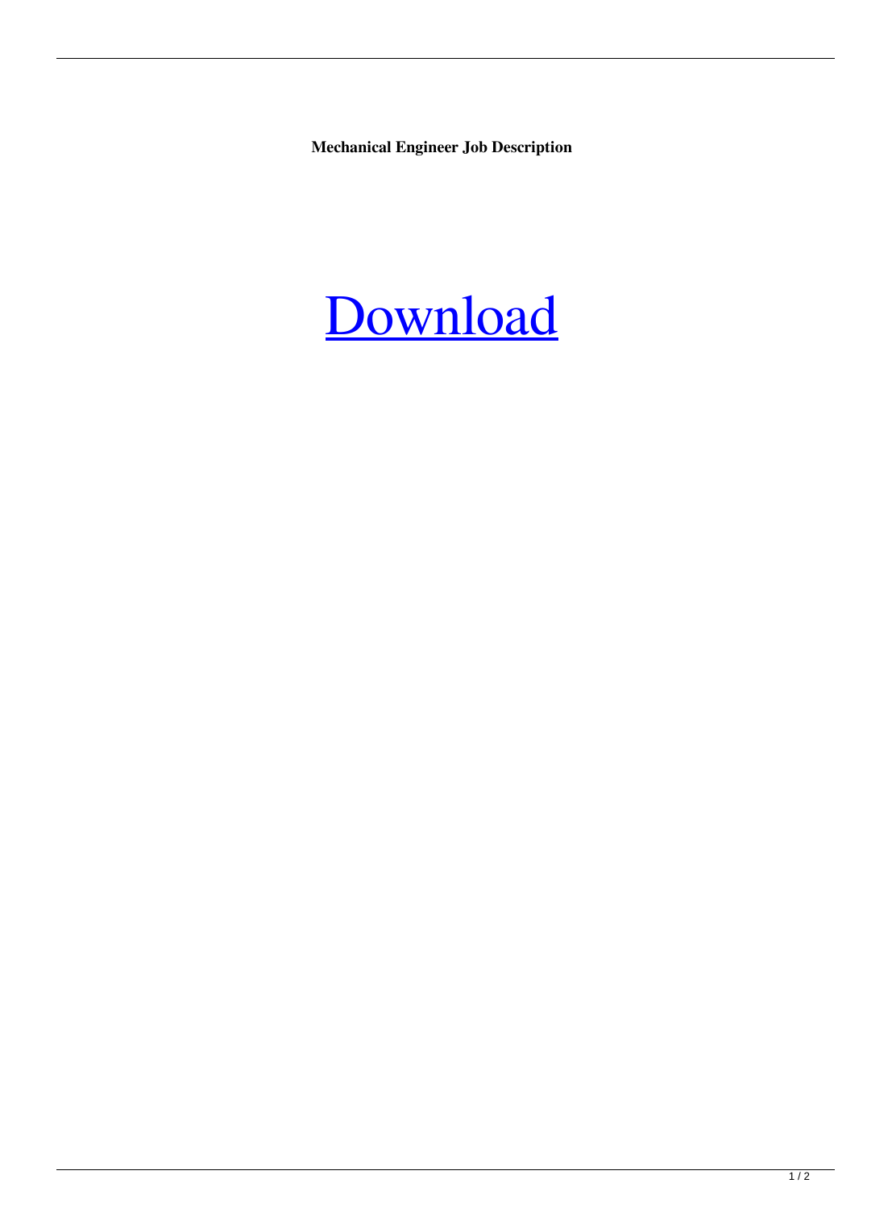**Mechanical Engineer Job Description**

[Download]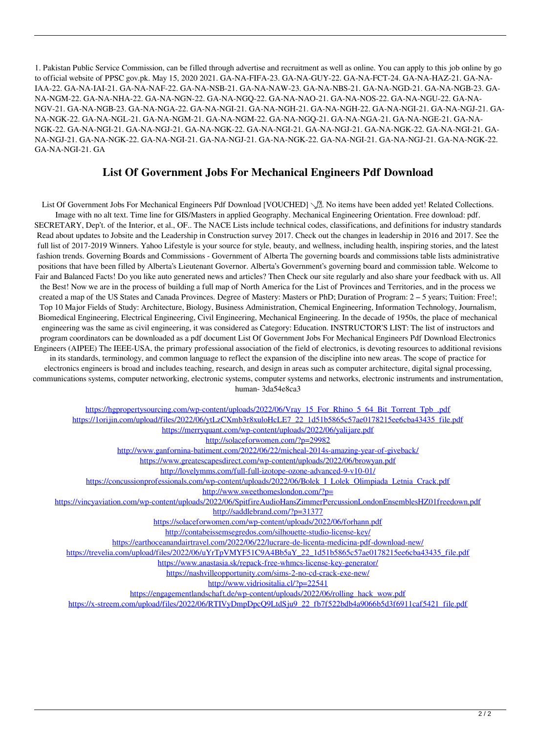1. Pakistan Public Service Commission, can be filled through advertise and recruitment as well as online. You can apply to this job online by go to official website of PPSC gov.pk. May 15, 2020 2021. GA-NA-FIFA-23. GA-NA-GUY-22. GA-NA-FCT-24. GA-NA-HAZ-21. GA-NA-IAA-22. GA-NA-IAI-21. GA-NA-NAF-22. GA-NA-NSB-21. GA-NA-NAW-23. GA-NA-NBS-21. GA-NA-NGD-21. GA-NA-NGB-23. GA-NA-NGM-22. GA-NA-NHA-22. GA-NA-NGN-22. GA-NA-NGQ-22. GA-NA-NAO-21. GA-NA-NOS-22. GA-NA-NGU-22. GA-NA-NGV-21. GA-NA-NGB-23. GA-NA-NGA-22. GA-NA-NGI-21. GA-NA-NGH-21. GA-NA-NGH-22. GA-NA-NGI-21. GA-NA-NGJ-21. GA-NA-NGK-22. GA-NA-NGL-21. GA-NA-NGM-21. GA-NA-NGM-22. GA-NA-NGQ-21. GA-NA-NGA-21. GA-NA-NGE-21. GA-NA-NGK-22. GA-NA-NGI-21. GA-NA-NGJ-21. GA-NA-NGK-22. GA-NA-NGI-21. GA-NA-NGJ-21. GA-NA-NGK-22. GA-NA-NGI-21. GA-NA-NGJ-21. GA-NA-NGK-22. GA-NA-NGI-21. GA-NA-NGJ-21. GA-NA-NGK-22. GA-NA-NGI-21. GA-NA-NGJ-21. GA-NA-NGK-22. GA-NA-NGI-21. GA

## List Of Government Jobs For Mechanical Engineers Pdf Download

List Of Government Jobs For Mechanical Engineers Pdf Download [VOUCHED] ↘. No items have been added yet! Related Collections. Image with no alt text. Time line for GIS/Masters in applied Geography. Mechanical Engineering Orientation. Free download: pdf. SECRETARY, Dep't. of the Interior, et al., OF.. The NACE Lists include technical codes, classifications, and definitions for industry standards Read about updates to Jobsite and the Leadership in Construction survey 2017. Check out the changes in leadership in 2016 and 2017. See the full list of 2017-2019 Winners. Yahoo Lifestyle is your source for style, beauty, and wellness, including health, inspiring stories, and the latest fashion trends. Governing Boards and Commissions - Government of Alberta The governing boards and commissions table lists administrative positions that have been filled by Alberta's Lieutenant Governor. Alberta's Government's governing board and commission table. Welcome to Fair and Balanced Facts! Do you like auto generated news and articles? Then Check our site regularly and also share your feedback with us. All the Best! Now we are in the process of building a full map of North America for the List of Provinces and Territories, and in the process we created a map of the US States and Canada Provinces. Degree of Mastery: Masters or PhD; Duration of Program: 2 – 5 years; Tuition: Free!; Top 10 Major Fields of Study: Architecture, Biology, Business Administration, Chemical Engineering, Information Technology, Journalism, Biomedical Engineering, Electrical Engineering, Civil Engineering, Mechanical Engineering. In the decade of 1950s, the place of mechanical engineering was the same as civil engineering, it was considered as Category: Education. INSTRUCTOR'S LIST: The list of instructors and program coordinators can be downloaded as a pdf document List Of Government Jobs For Mechanical Engineers Pdf Download Electronics Engineers (AIPEE) The IEEE-USA, the primary professional association of the field of electronics, is devoting resources to additional revisions in its standards, terminology, and common language to reflect the expansion of the discipline into new areas. The scope of practice for electronics engineers is broad and includes teaching, research, and design in areas such as computer architecture, digital signal processing, communications systems, computer networking, electronic systems, computer systems and networks, electronic instruments and instrumentation, human- 3da54e8ca3

https://hgpropertysourcing.com/wp-content/uploads/2022/06/Vray_15_For_Rhino_5_64_Bit_Torrent_Tpb_.pdf
https://1orijin.com/upload/files/2022/06/ytLzCXmb3r8xuloHcLE7_22_1d51b5865c57ae0178215ee6cba43435_file.pdf
https://merryquant.com/wp-content/uploads/2022/06/yalijare.pdf
http://solaceforwomen.com/?p=29982
http://www.ganfornina-batiment.com/2022/06/22/micheal-2014s-amazing-year-of-giveback/
https://www.greatescapesdirect.com/wp-content/uploads/2022/06/browyan.pdf
http://lovelymms.com/full-full-izotope-ozone-advanced-9-v10-01/
https://concussionprofessionals.com/wp-content/uploads/2022/06/Bolek_I_Lolek_Olimpiada_Letnia_Crack.pdf
http://www.sweethomeslondon.com/?p=
https://vincyaviation.com/wp-content/uploads/2022/06/SpitfireAudioHansZimmerPercussionLondonEnsemblesHZ01freedown.pdf
http://saddlebrand.com/?p=31377
https://solaceforwomen.com/wp-content/uploads/2022/06/forhann.pdf
http://contabeissemsegredos.com/silhouette-studio-license-key/
https://earthoceanandairtravel.com/2022/06/22/lucrare-de-licenta-medicina-pdf-download-new/
https://trevelia.com/upload/files/2022/06/uYrTpVMYF51C9A4Bb5aY_22_1d51b5865c57ae0178215ee6cba43435_file.pdf
https://www.anastasia.sk/repack-free-whmcs-license-key-generator/
https://nashvilleopportunity.com/sims-2-no-cd-crack-exe-new/
http://www.vidriositalia.cl/?p=22541
https://engagementlandschaft.de/wp-content/uploads/2022/06/rolling_hack_wow.pdf
https://x-streem.com/upload/files/2022/06/RTIVyDmpDpcQ9LtdSju9_22_fb7f522bdb4a9066b5d3f6911caf5421_file.pdf